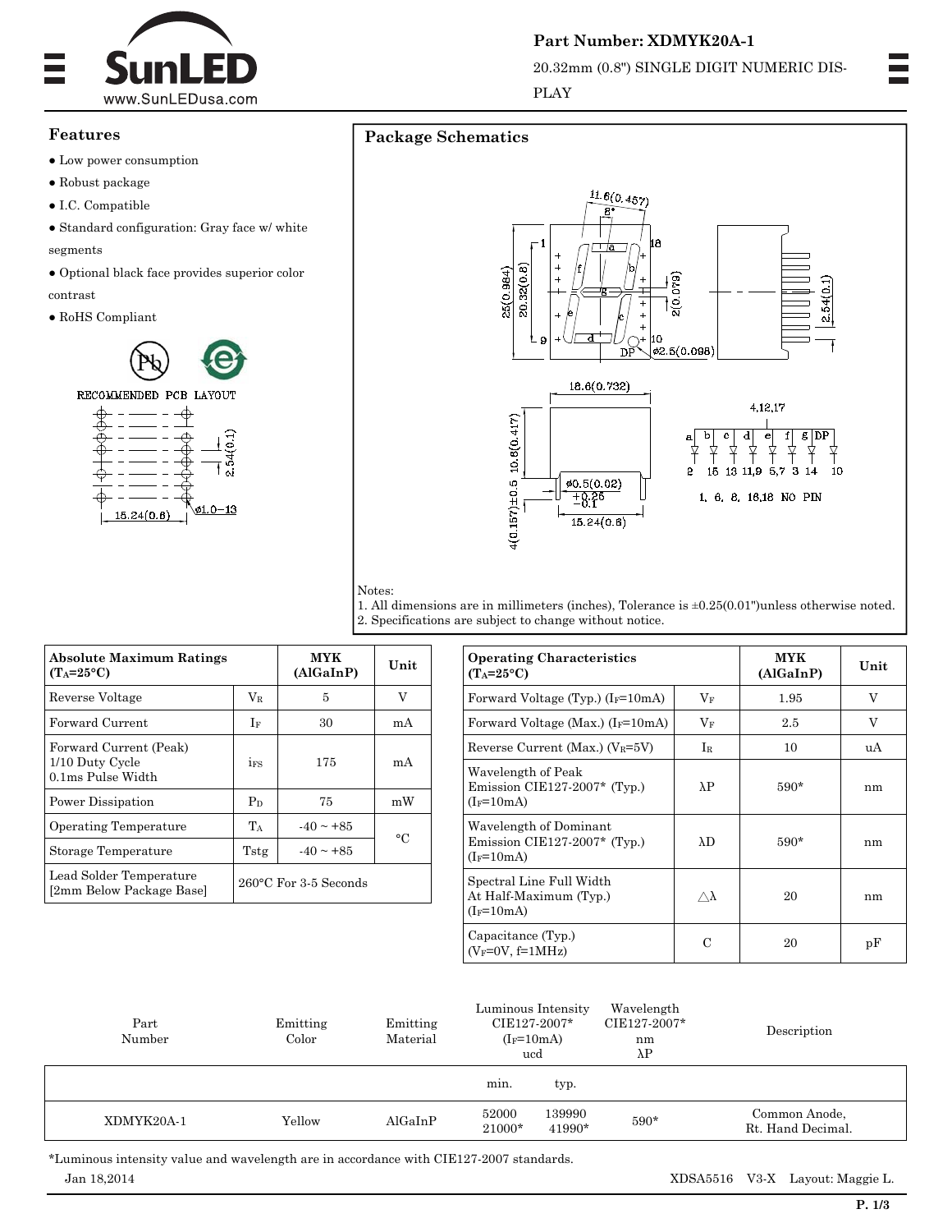# Part Number: XDMYK20A-1

20.32mm (0.8") SINGLE DIGIT NUMERIC DISPLAY

## Features

- Low power consumption
- Robust package
- I.C. Compatible
- Standard configuration: Gray face w/ white segments
- Optional black face provides superior color contrast
- RoHS Compliant

RECOMMENDED PCB LAYOUT

## Package Schematics

Notes:
1. All dimensions are in millimeters (inches), Tolerance is ±0.25(0.01")unless otherwise noted.
2. Specifications are subject to change without notice.

| Absolute Maximum Ratings ($T_A$=25°C) | | MYK (AlGaInP) | Unit |
|---|---|---|---|
| Reverse Voltage | $V_R$ | 5 | V |
| Forward Current | $I_F$ | 30 | mA |
| Forward Current (Peak) 1/10 Duty Cycle 0.1ms Pulse Width | $i_{FS}$ | 175 | mA |
| Power Dissipation | $P_D$ | 75 | mW |
| Operating Temperature | $T_A$ | -40 ~ +85 | °C |
| Storage Temperature | Tstg | -40 ~ +85 | °C |
| Lead Solder Temperature [2mm Below Package Base] | 260°C For 3-5 Seconds | | |

| Operating Characteristics ($T_A$=25°C) | | MYK (AlGaInP) | Unit |
|---|---|---|---|
| Forward Voltage (Typ.) ($I_F$=10mA) | $V_F$ | 1.95 | V |
| Forward Voltage (Max.) ($I_F$=10mA) | $V_F$ | 2.5 | V |
| Reverse Current (Max.) ($V_R$=5V) | $I_R$ | 10 | uA |
| Wavelength of Peak Emission CIE127-2007* (Typ.) ($I_F$=10mA) | λP | 590* | nm |
| Wavelength of Dominant Emission CIE127-2007* (Typ.) ($I_F$=10mA) | λD | 590* | nm |
| Spectral Line Full Width At Half-Maximum (Typ.) ($I_F$=10mA) | △λ | 20 | nm |
| Capacitance (Typ.) ($V_F$=0V, f=1MHz) | C | 20 | pF |

| Part Number | Emitting Color | Emitting Material | Luminous Intensity CIE127-2007* ($I_F$=10mA) ucd min. | typ. | Wavelength CIE127-2007* nm λP | Description |
|---|---|---|---|---|---|---|
| XDMYK20A-1 | Yellow | AlGaInP | 52000<br>21000* | 139990<br>41990* | 590* | Common Anode, Rt. Hand Decimal. |

*Luminous intensity value and wavelength are in accordance with CIE127-2007 standards.

Jan 18,2014 XDSA5516 V3-X Layout: Maggie L.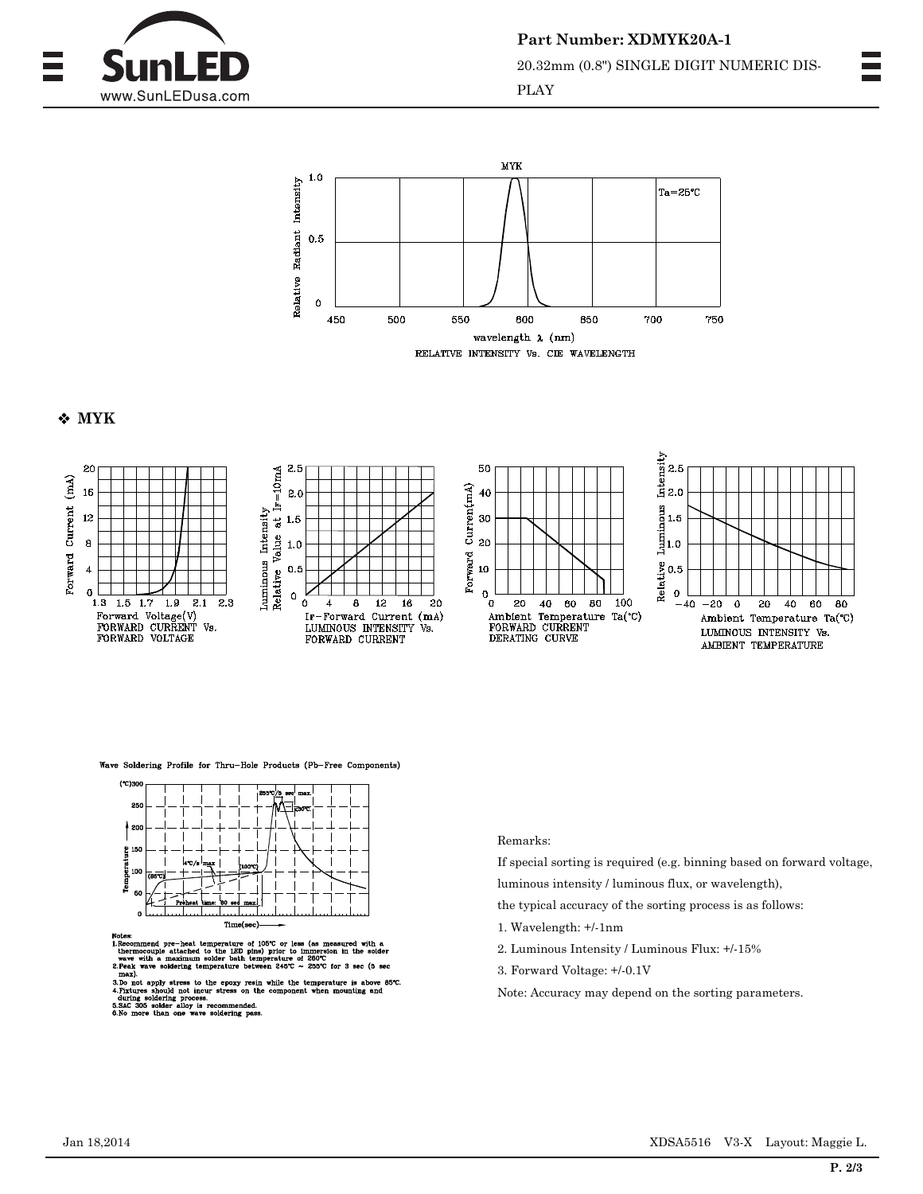RELATIVE INTENSITY Vs. CIE WAVELENGTH

## ❖ MYK

FORWARD CURRENT Vs. FORWARD VOLTAGE

LUMINOUS INTENSITY Vs. FORWARD CURRENT

FORWARD CURRENT DERATING CURVE

LUMINOUS INTENSITY Vs. AMBIENT TEMPERATURE

Wave Soldering Profile for Thru-Hole Products (Pb-Free Components)

Notes:

1. Recommend pre-heat temperature of 105°C or less (as measured with a thermocouple attached to the LED pins) prior to immersion in the solder wave with a maximum solder bath temperature of 260°C
2. Peak wave soldering temperature between 245°C ~ 255°C for 3 sec (5 sec max).
3. Do not apply stress to the epoxy resin while the temperature is above 85°C.
4. Fixtures should not incur stress on the component when mounting and during soldering process.
5. SAC 305 solder alloy is recommended.
6. No more than one wave soldering pass.

Remarks:

If special sorting is required (e.g. binning based on forward voltage, luminous intensity / luminous flux, or wavelength),

the typical accuracy of the sorting process is as follows:

1. Wavelength: +/-1nm
2. Luminous Intensity / Luminous Flux: +/-15%
3. Forward Voltage: +/-0.1V

Note: Accuracy may depend on the sorting parameters.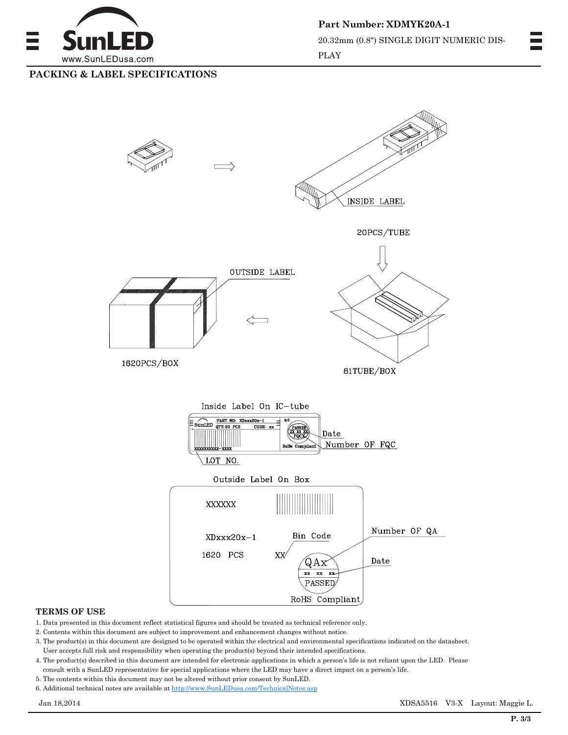## PACKING & LABEL SPECIFICATIONS

INSIDE LABEL

20PCS/TUBE

OUTSIDE LABEL

1620PCS/BOX

81TUBE/BOX

Inside Label On IC-tube

PART NO: XDxxx20x-1
QTY: 20 PCS
CODE: xx
Q.C.
PASSED
XX XX XX
FQCX
RoHs Compliant
XXXXXXXXXX-XXXX

Date

Number OF FQC

LOT NO.

Outside Label On Box

XXXXXX

XDxxx20x-1

1620 PCS

Bin Code

XX

QAx
xx xx xx
PASSED

Number OF QA

Date

RoHS Compliant

### TERMS OF USE

1. Data presented in this document reflect statistical figures and should be treated as technical reference only.
2. Contents within this document are subject to improvement and enhancement changes without notice.
3. The product(s) in this document are designed to be operated within the electrical and environmental specifications indicated on the datasheet. User accepts full risk and responsibility when operating the product(s) beyond their intended specifications.
4. The product(s) described in this document are intended for electronic applications in which a person's life is not reliant upon the LED. Please consult with a SunLED representative for special applications where the LED may have a direct impact on a person's life.
5. The contents within this document may not be altered without prior consent by SunLED.
6. Additional technical notes are available at http://www.SunLEDusa.com/TechnicalNotes.asp

Jan 18,2014 XDSA5516 V3-X Layout: Maggie L.